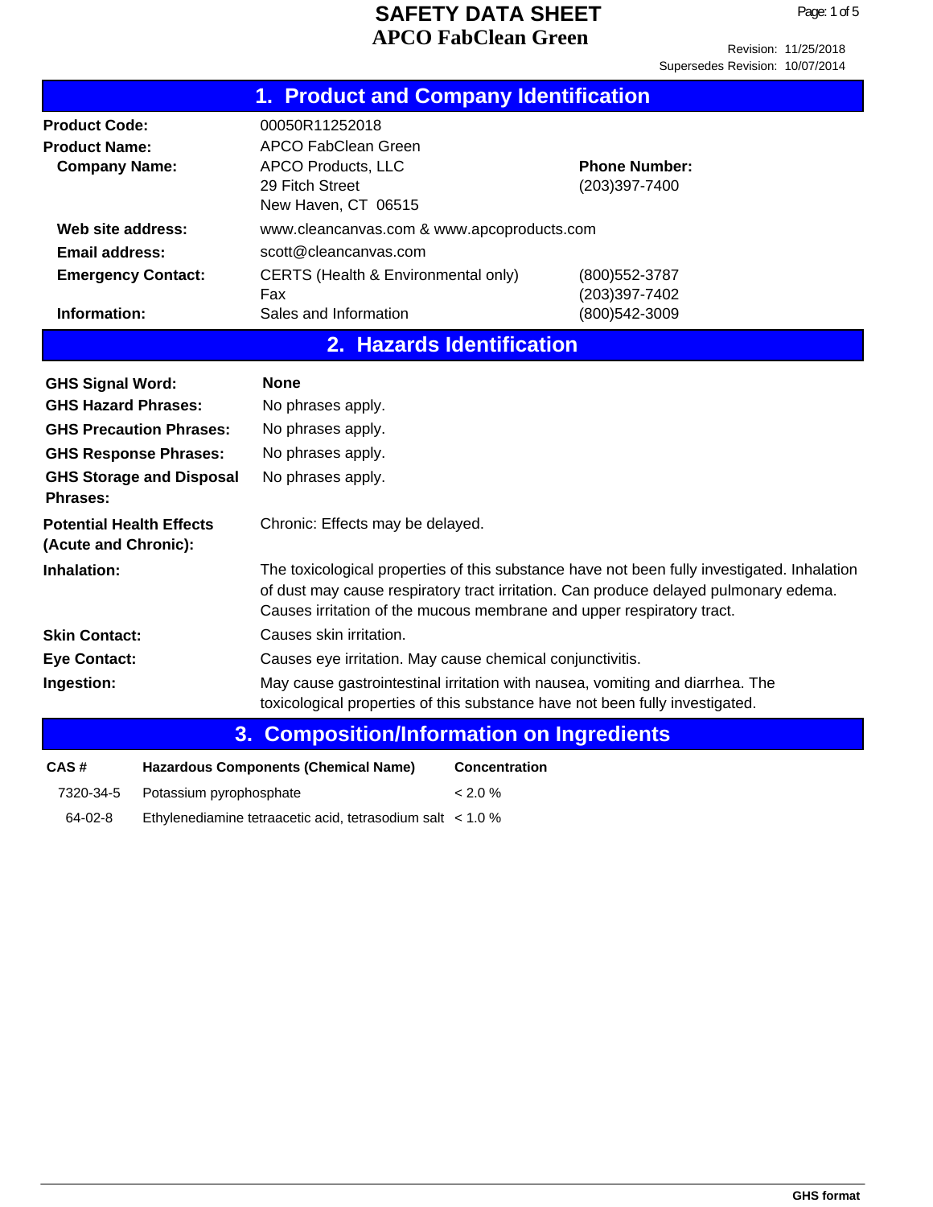# SAFETY DATA SHEET
# APCO FabClean Green

Revision: 11/25/2018
Supersedes Revision: 10/07/2014

## 1. Product and Company Identification

**Product Code:** 00050R11252018

**Product Name:** APCO FabClean Green

**Company Name:** APCO Products, LLC
29 Fitch Street
New Haven, CT 06515

**Phone Number:** (203)397-7400

**Web site address:** www.cleancanvas.com & www.apcoproducts.com

**Email address:** scott@cleancanvas.com

**Emergency Contact:** CERTS (Health & Environmental only) (800)552-3787
Fax (203)397-7402

**Information:** Sales and Information (800)542-3009

## 2. Hazards Identification

**GHS Signal Word:** **None**

**GHS Hazard Phrases:** No phrases apply.

**GHS Precaution Phrases:** No phrases apply.

**GHS Response Phrases:** No phrases apply.

**GHS Storage and Disposal Phrases:** No phrases apply.

**Potential Health Effects (Acute and Chronic):** Chronic: Effects may be delayed.

**Inhalation:** The toxicological properties of this substance have not been fully investigated. Inhalation of dust may cause respiratory tract irritation. Can produce delayed pulmonary edema. Causes irritation of the mucous membrane and upper respiratory tract.

**Skin Contact:** Causes skin irritation.

**Eye Contact:** Causes eye irritation. May cause chemical conjunctivitis.

**Ingestion:** May cause gastrointestinal irritation with nausea, vomiting and diarrhea. The toxicological properties of this substance have not been fully investigated.

## 3. Composition/Information on Ingredients

| CAS # | Hazardous Components (Chemical Name) | Concentration |
|---|---|---|
| 7320-34-5 | Potassium pyrophosphate | < 2.0 % |
| 64-02-8 | Ethylenediamine tetraacetic acid, tetrasodium salt | < 1.0 % |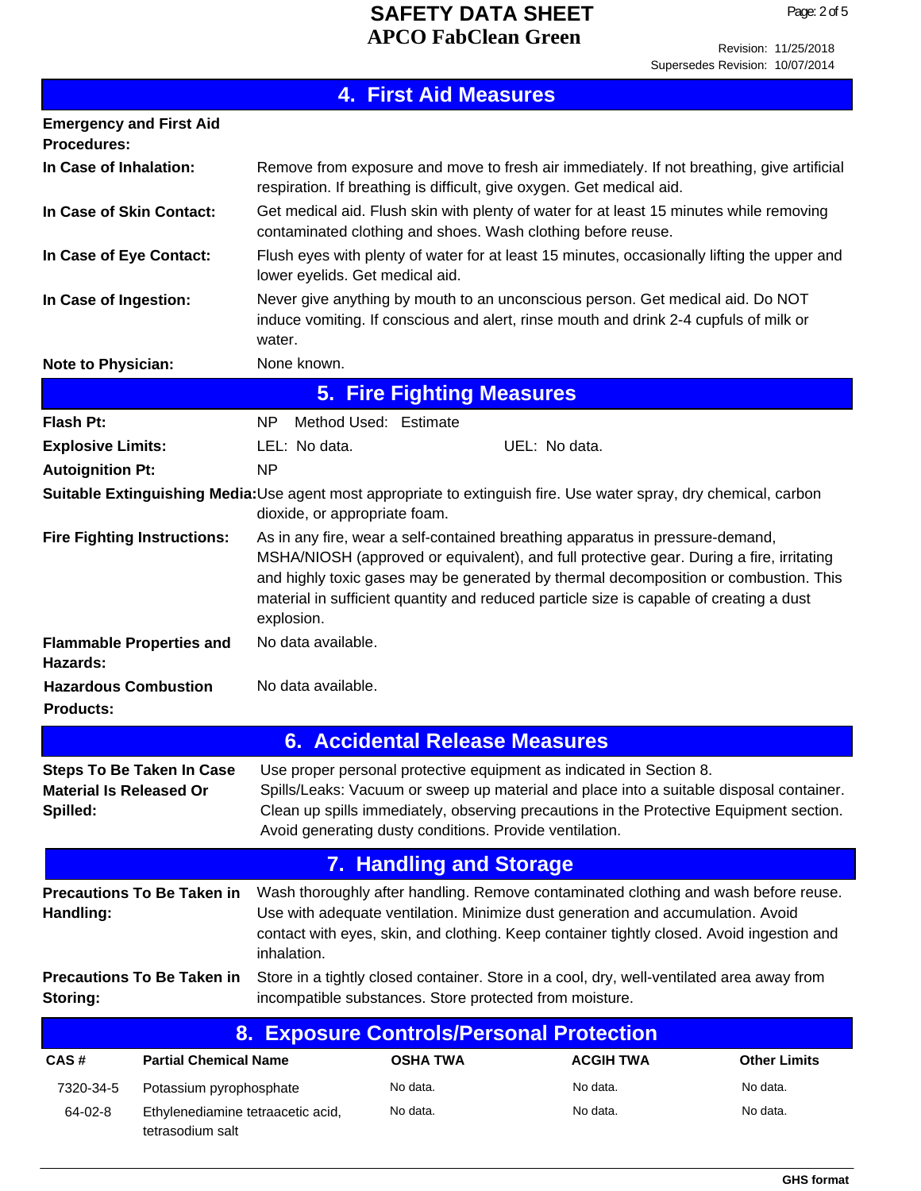## 4. First Aid Measures

**Emergency and First Aid Procedures:**

**In Case of Inhalation:** Remove from exposure and move to fresh air immediately. If not breathing, give artificial respiration. If breathing is difficult, give oxygen. Get medical aid.

**In Case of Skin Contact:** Get medical aid. Flush skin with plenty of water for at least 15 minutes while removing contaminated clothing and shoes. Wash clothing before reuse.

**In Case of Eye Contact:** Flush eyes with plenty of water for at least 15 minutes, occasionally lifting the upper and lower eyelids. Get medical aid.

**In Case of Ingestion:** Never give anything by mouth to an unconscious person. Get medical aid. Do NOT induce vomiting. If conscious and alert, rinse mouth and drink 2-4 cupfuls of milk or water.

**Note to Physician:** None known.

## 5. Fire Fighting Measures

**Flash Pt:** NP Method Used: Estimate

**Explosive Limits:** LEL: No data. UEL: No data.

**Autoignition Pt:** NP

**Suitable Extinguishing Media:** Use agent most appropriate to extinguish fire. Use water spray, dry chemical, carbon dioxide, or appropriate foam.

**Fire Fighting Instructions:** As in any fire, wear a self-contained breathing apparatus in pressure-demand, MSHA/NIOSH (approved or equivalent), and full protective gear. During a fire, irritating and highly toxic gases may be generated by thermal decomposition or combustion. This material in sufficient quantity and reduced particle size is capable of creating a dust explosion.

**Flammable Properties and Hazards:** No data available.

**Hazardous Combustion Products:** No data available.

## 6. Accidental Release Measures

**Steps To Be Taken In Case Material Is Released Or Spilled:** Use proper personal protective equipment as indicated in Section 8.
Spills/Leaks: Vacuum or sweep up material and place into a suitable disposal container. Clean up spills immediately, observing precautions in the Protective Equipment section. Avoid generating dusty conditions. Provide ventilation.

## 7. Handling and Storage

**Precautions To Be Taken in Handling:** Wash thoroughly after handling. Remove contaminated clothing and wash before reuse. Use with adequate ventilation. Minimize dust generation and accumulation. Avoid contact with eyes, skin, and clothing. Keep container tightly closed. Avoid ingestion and inhalation.

**Precautions To Be Taken in Storing:** Store in a tightly closed container. Store in a cool, dry, well-ventilated area away from incompatible substances. Store protected from moisture.

## 8. Exposure Controls/Personal Protection

| CAS # | Partial Chemical Name | OSHA TWA | ACGIH TWA | Other Limits |
|---|---|---|---|---|
| 7320-34-5 | Potassium pyrophosphate | No data. | No data. | No data. |
| 64-02-8 | Ethylenediamine tetraacetic acid, tetrasodium salt | No data. | No data. | No data. |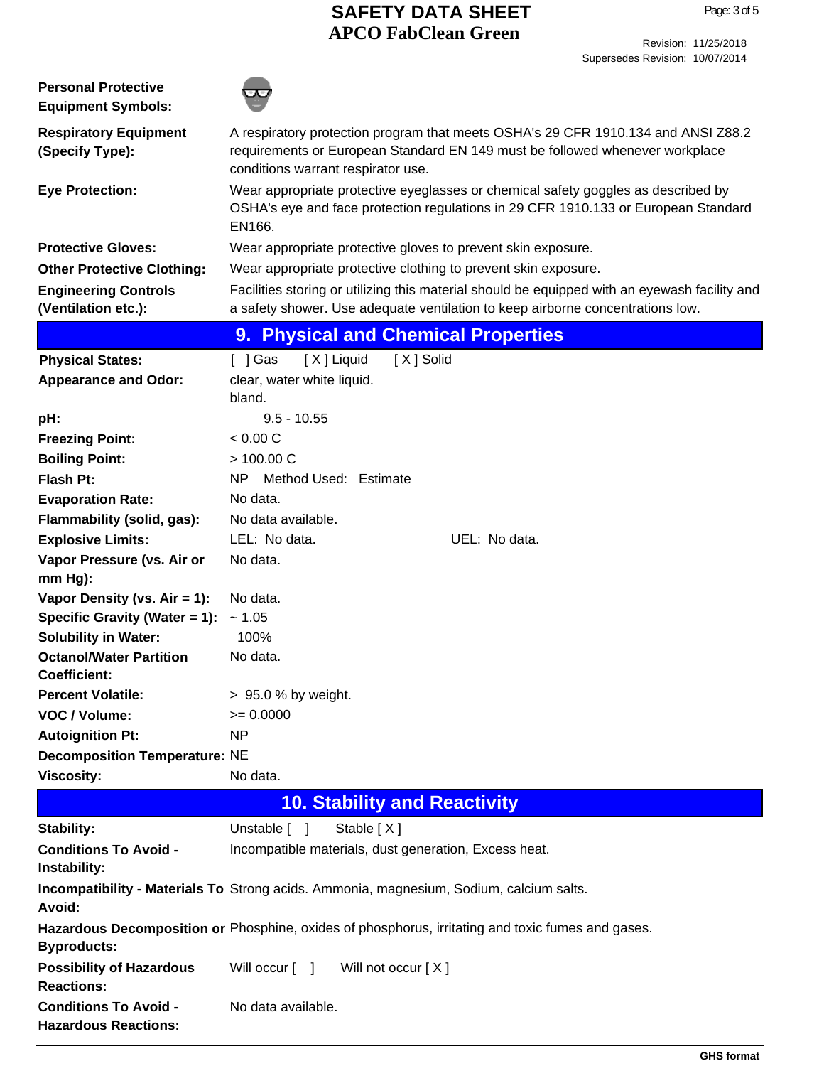| | |
|---|---|
| **Personal Protective Equipment Symbols:** | |
| **Respiratory Equipment (Specify Type):** | A respiratory protection program that meets OSHA's 29 CFR 1910.134 and ANSI Z88.2 requirements or European Standard EN 149 must be followed whenever workplace conditions warrant respirator use. |
| **Eye Protection:** | Wear appropriate protective eyeglasses or chemical safety goggles as described by OSHA's eye and face protection regulations in 29 CFR 1910.133 or European Standard EN166. |
| **Protective Gloves:** | Wear appropriate protective gloves to prevent skin exposure. |
| **Other Protective Clothing:** | Wear appropriate protective clothing to prevent skin exposure. |
| **Engineering Controls (Ventilation etc.):** | Facilities storing or utilizing this material should be equipped with an eyewash facility and a safety shower. Use adequate ventilation to keep airborne concentrations low. |

## 9. Physical and Chemical Properties

| | |
|---|---|
| **Physical States:** | [ ] Gas [ X ] Liquid [ X ] Solid |
| **Appearance and Odor:** | clear, water white liquid.<br>bland. |
| **pH:** | 9.5 - 10.55 |
| **Freezing Point:** | < 0.00 C |
| **Boiling Point:** | > 100.00 C |
| **Flash Pt:** | NP Method Used: Estimate |
| **Evaporation Rate:** | No data. |
| **Flammability (solid, gas):** | No data available. |
| **Explosive Limits:** | LEL: No data. UEL: No data. |
| **Vapor Pressure (vs. Air or mm Hg):** | No data. |
| **Vapor Density (vs. Air = 1):** | No data. |
| **Specific Gravity (Water = 1):** | ~ 1.05 |
| **Solubility in Water:** | 100% |
| **Octanol/Water Partition Coefficient:** | No data. |
| **Percent Volatile:** | > 95.0 % by weight. |
| **VOC / Volume:** | >= 0.0000 |
| **Autoignition Pt:** | NP |
| **Decomposition Temperature:** | NE |
| **Viscosity:** | No data. |

## 10. Stability and Reactivity

| | |
|---|---|
| **Stability:** | Unstable [ ] Stable [ X ] |
| **Conditions To Avoid - Instability:** | Incompatible materials, dust generation, Excess heat. |
| **Incompatibility - Materials To Avoid:** | Strong acids. Ammonia, magnesium, Sodium, calcium salts. |
| **Hazardous Decomposition or Byproducts:** | Phosphine, oxides of phosphorus, irritating and toxic fumes and gases. |
| **Possibility of Hazardous Reactions:** | Will occur [ ] Will not occur [ X ] |
| **Conditions To Avoid - Hazardous Reactions:** | No data available. |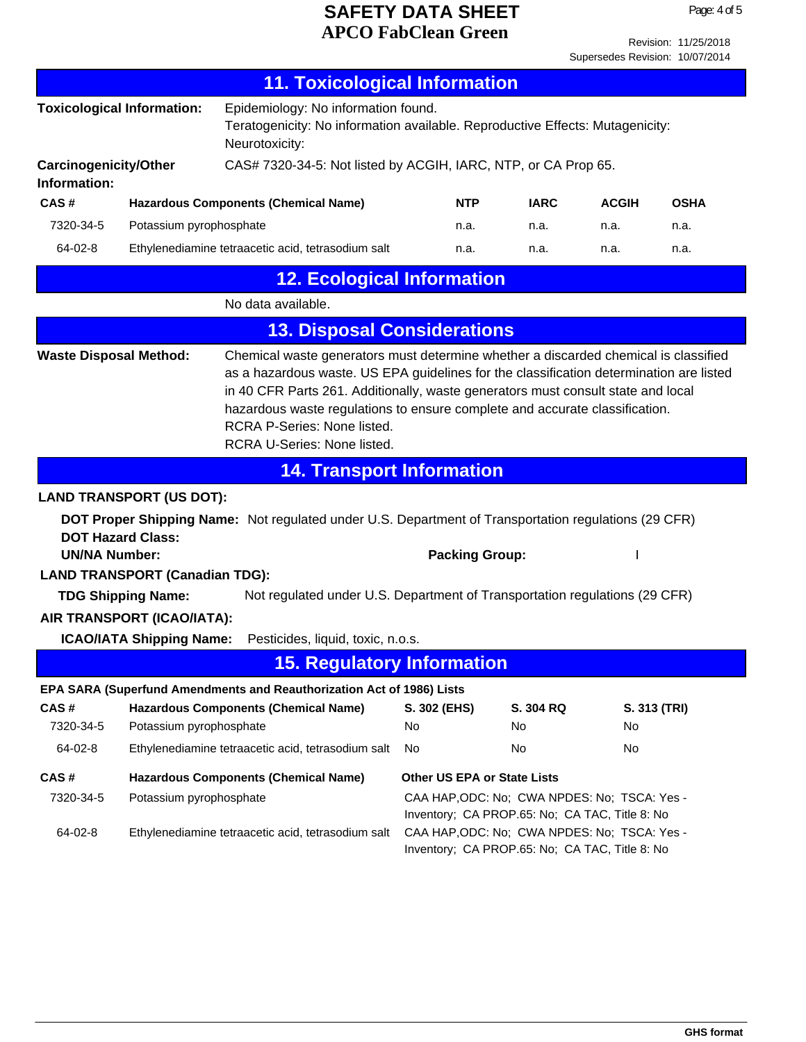## 11. Toxicological Information

**Toxicological Information:** Epidemiology: No information found.
Teratogenicity: No information available. Reproductive Effects: Mutagenicity:
Neurotoxicity:

**Carcinogenicity/Other Information:** CAS# 7320-34-5: Not listed by ACGIH, IARC, NTP, or CA Prop 65.

| CAS # | Hazardous Components (Chemical Name) | NTP | IARC | ACGIH | OSHA |
|---|---|---|---|---|---|
| 7320-34-5 | Potassium pyrophosphate | n.a. | n.a. | n.a. | n.a. |
| 64-02-8 | Ethylenediamine tetraacetic acid, tetrasodium salt | n.a. | n.a. | n.a. | n.a. |

## 12. Ecological Information

No data available.

## 13. Disposal Considerations

**Waste Disposal Method:** Chemical waste generators must determine whether a discarded chemical is classified as a hazardous waste. US EPA guidelines for the classification determination are listed in 40 CFR Parts 261. Additionally, waste generators must consult state and local hazardous waste regulations to ensure complete and accurate classification.
RCRA P-Series: None listed.
RCRA U-Series: None listed.

## 14. Transport Information

**LAND TRANSPORT (US DOT):**

**DOT Proper Shipping Name:** Not regulated under U.S. Department of Transportation regulations (29 CFR)
**DOT Hazard Class:**
**UN/NA Number:** **Packing Group:** I

**LAND TRANSPORT (Canadian TDG):**

**TDG Shipping Name:** Not regulated under U.S. Department of Transportation regulations (29 CFR)

**AIR TRANSPORT (ICAO/IATA):**

**ICAO/IATA Shipping Name:** Pesticides, liquid, toxic, n.o.s.

## 15. Regulatory Information

**EPA SARA (Superfund Amendments and Reauthorization Act of 1986) Lists**

| CAS # | Hazardous Components (Chemical Name) | S. 302 (EHS) | S. 304 RQ | S. 313 (TRI) |
|---|---|---|---|---|
| 7320-34-5 | Potassium pyrophosphate | No | No | No |
| 64-02-8 | Ethylenediamine tetraacetic acid, tetrasodium salt | No | No | No |

| CAS # | Hazardous Components (Chemical Name) | Other US EPA or State Lists |
|---|---|---|
| 7320-34-5 | Potassium pyrophosphate | CAA HAP,ODC: No; CWA NPDES: No; TSCA: Yes - Inventory; CA PROP.65: No; CA TAC, Title 8: No |
| 64-02-8 | Ethylenediamine tetraacetic acid, tetrasodium salt | CAA HAP,ODC: No; CWA NPDES: No; TSCA: Yes - Inventory; CA PROP.65: No; CA TAC, Title 8: No |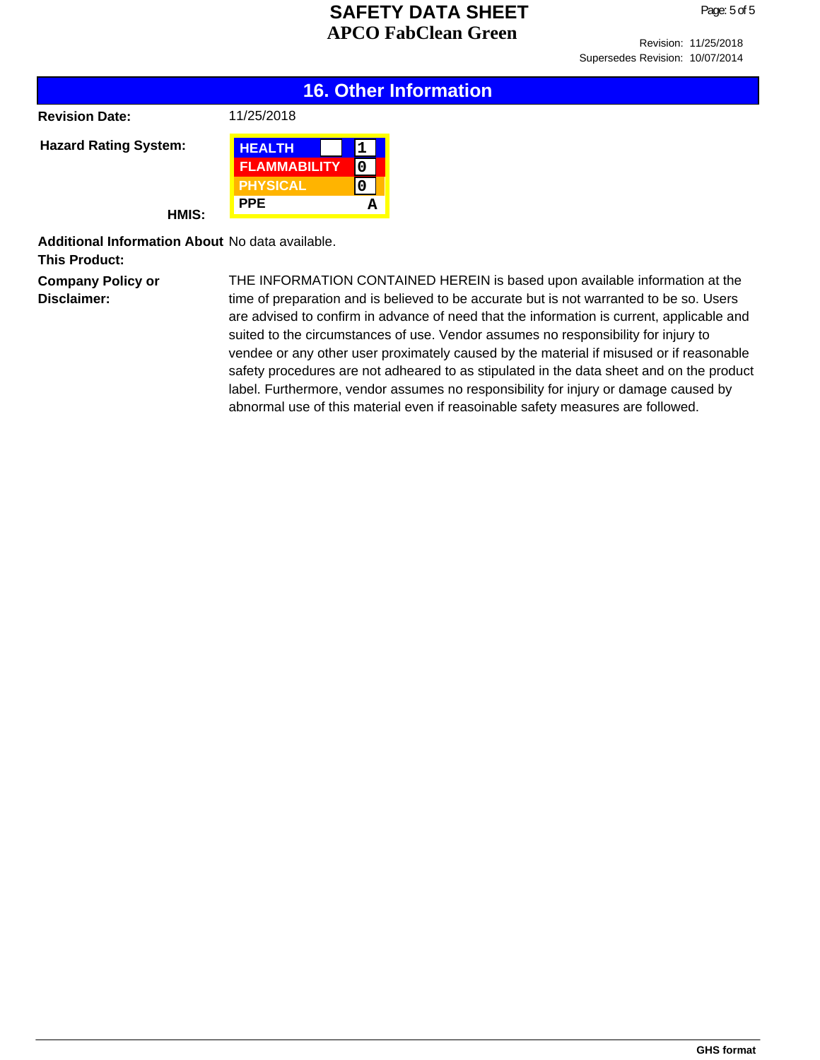## 16. Other Information

**Revision Date:** 11/25/2018

**Hazard Rating System:**

**HMIS:**

| | |
|---|---|
| HEALTH | 1 |
| FLAMMABILITY | 0 |
| PHYSICAL | 0 |
| PPE | A |

**Additional Information About This Product:** No data available.

**Company Policy or Disclaimer:** THE INFORMATION CONTAINED HEREIN is based upon available information at the time of preparation and is believed to be accurate but is not warranted to be so. Users are advised to confirm in advance of need that the information is current, applicable and suited to the circumstances of use. Vendor assumes no responsibility for injury to vendee or any other user proximately caused by the material if misused or if reasonable safety procedures are not adheared to as stipulated in the data sheet and on the product label. Furthermore, vendor assumes no responsibility for injury or damage caused by abnormal use of this material even if reasoinable safety measures are followed.